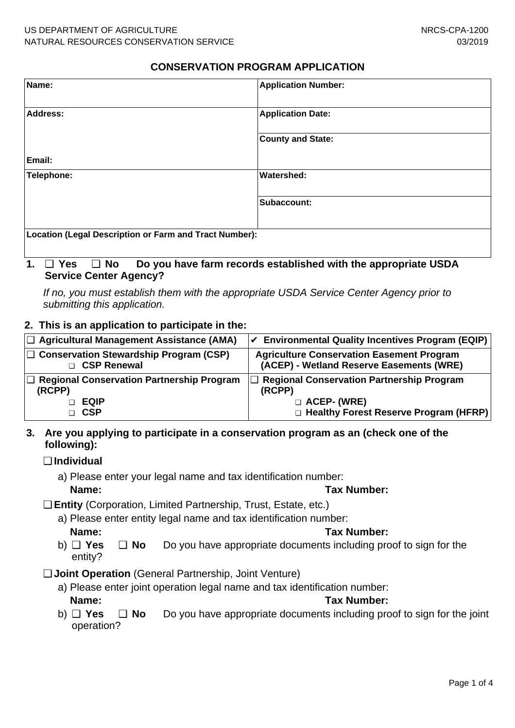US DEPARTMENT OF AGRICULTURE
NATURAL RESOURCES CONSERVATION SERVICE

NRCS-CPA-1200
03/2019

# CONSERVATION PROGRAM APPLICATION

| | |
|---|---|
| **Name:** | **Application Number:** |
| **Address:**<br><br>**Email:** | **Application Date:**<br><br>**County and State:** |
| **Telephone:** | **Watershed:**<br><br>**Subaccount:** |
| **Location (Legal Description or Farm and Tract Number):** | |

**1. ❑ Yes ❑ No Do you have farm records established with the appropriate USDA Service Center Agency?**

*If no, you must establish them with the appropriate USDA Service Center Agency prior to submitting this application.*

**2. This is an application to participate in the:**

| | |
|---|---|
| ❑ **Agricultural Management Assistance (AMA)** | ✔ **Environmental Quality Incentives Program (EQIP)** |
| ❑ **Conservation Stewardship Program (CSP)**<br>❑ **CSP Renewal** | **Agriculture Conservation Easement Program (ACEP) - Wetland Reserve Easements (WRE)** |
| ❑ **Regional Conservation Partnership Program (RCPP)**<br>❑ **EQIP**<br>❑ **CSP** | ❑ **Regional Conservation Partnership Program (RCPP)**<br>❑ **ACEP- (WRE)**<br>❑ **Healthy Forest Reserve Program (HFRP)** |

**3. Are you applying to participate in a conservation program as an (check one of the following):**

❑ **Individual**

a) Please enter your legal name and tax identification number:
**Name:** **Tax Number:**

❑ **Entity** (Corporation, Limited Partnership, Trust, Estate, etc.)

a) Please enter entity legal name and tax identification number:
**Name:** **Tax Number:**

b) ❑ **Yes** ❑ **No** Do you have appropriate documents including proof to sign for the entity?

❑ **Joint Operation** (General Partnership, Joint Venture)

a) Please enter joint operation legal name and tax identification number:
**Name:** **Tax Number:**

b) ❑ **Yes** ❑ **No** Do you have appropriate documents including proof to sign for the joint operation?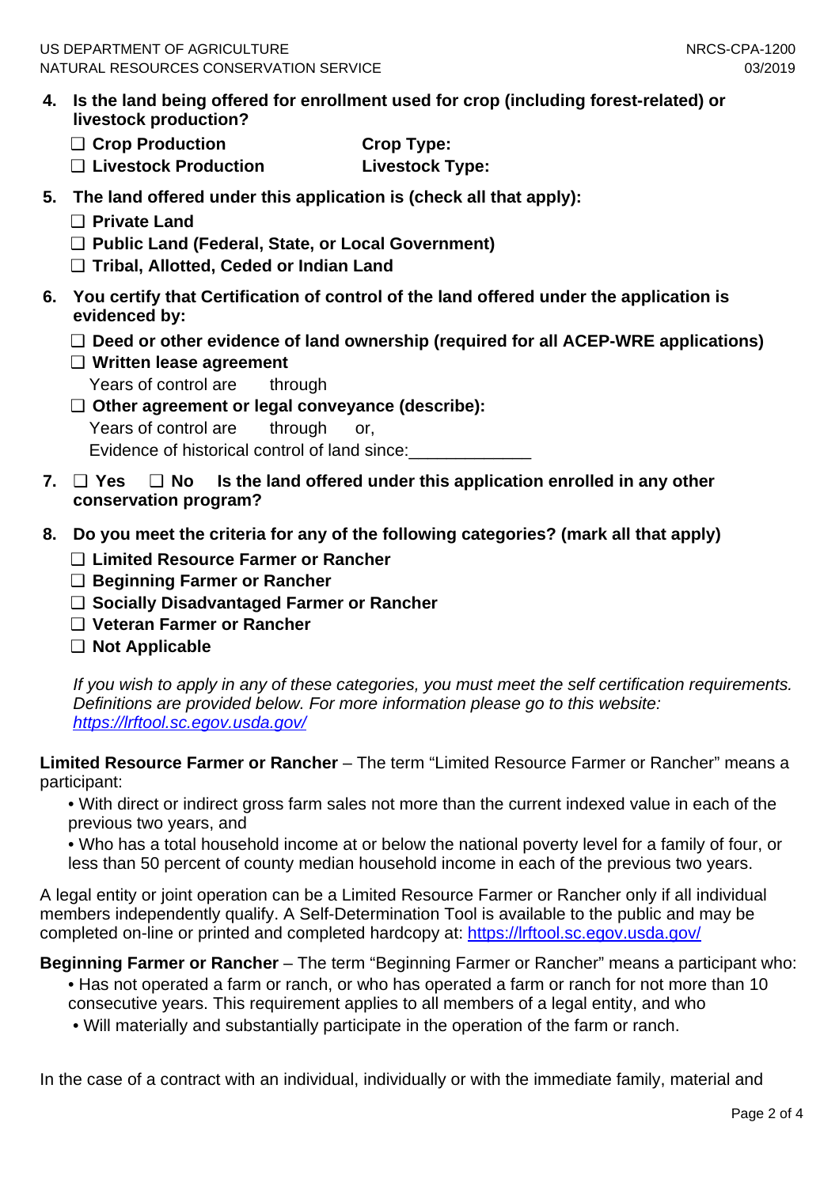4. **Is the land being offered for enrollment used for crop (including forest-related) or livestock production?**

   ❑ **Crop Production** **Crop Type:**

   ❑ **Livestock Production** **Livestock Type:**

5. **The land offered under this application is (check all that apply):**

   ❑ **Private Land**

   ❑ **Public Land (Federal, State, or Local Government)**

   ❑ **Tribal, Allotted, Ceded or Indian Land**

6. **You certify that Certification of control of the land offered under the application is evidenced by:**

   ❑ **Deed or other evidence of land ownership (required for all ACEP-WRE applications)**

   ❑ **Written lease agreement**

   Years of control are through

   ❑ **Other agreement or legal conveyance (describe):**

   Years of control are through or,

   Evidence of historical control of land since:_____________

7. ❑ **Yes** ❑ **No** **Is the land offered under this application enrolled in any other conservation program?**

8. **Do you meet the criteria for any of the following categories? (mark all that apply)**

   ❑ **Limited Resource Farmer or Rancher**

   ❑ **Beginning Farmer or Rancher**

   ❑ **Socially Disadvantaged Farmer or Rancher**

   ❑ **Veteran Farmer or Rancher**

   ❑ **Not Applicable**

   *If you wish to apply in any of these categories, you must meet the self certification requirements. Definitions are provided below. For more information please go to this website: https://lrftool.sc.egov.usda.gov/*

**Limited Resource Farmer or Rancher** – The term "Limited Resource Farmer or Rancher" means a participant:

- With direct or indirect gross farm sales not more than the current indexed value in each of the previous two years, and
- Who has a total household income at or below the national poverty level for a family of four, or less than 50 percent of county median household income in each of the previous two years.

A legal entity or joint operation can be a Limited Resource Farmer or Rancher only if all individual members independently qualify. A Self-Determination Tool is available to the public and may be completed on-line or printed and completed hardcopy at: https://lrftool.sc.egov.usda.gov/

**Beginning Farmer or Rancher** – The term "Beginning Farmer or Rancher" means a participant who:

- Has not operated a farm or ranch, or who has operated a farm or ranch for not more than 10 consecutive years. This requirement applies to all members of a legal entity, and who
- Will materially and substantially participate in the operation of the farm or ranch.

In the case of a contract with an individual, individually or with the immediate family, material and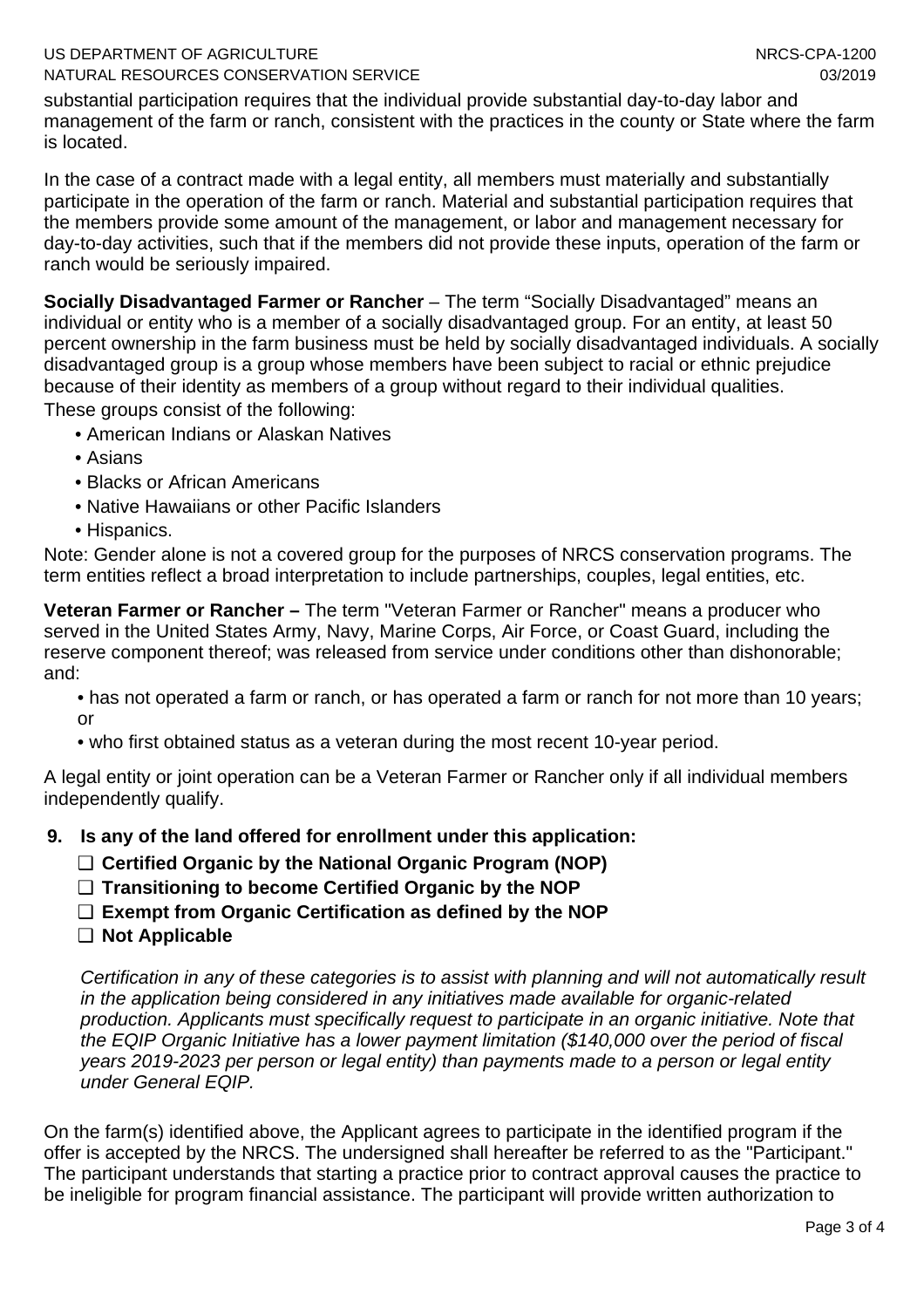substantial participation requires that the individual provide substantial day-to-day labor and management of the farm or ranch, consistent with the practices in the county or State where the farm is located.

In the case of a contract made with a legal entity, all members must materially and substantially participate in the operation of the farm or ranch. Material and substantial participation requires that the members provide some amount of the management, or labor and management necessary for day-to-day activities, such that if the members did not provide these inputs, operation of the farm or ranch would be seriously impaired.

**Socially Disadvantaged Farmer or Rancher** – The term "Socially Disadvantaged" means an individual or entity who is a member of a socially disadvantaged group. For an entity, at least 50 percent ownership in the farm business must be held by socially disadvantaged individuals. A socially disadvantaged group is a group whose members have been subject to racial or ethnic prejudice because of their identity as members of a group without regard to their individual qualities. These groups consist of the following:

- American Indians or Alaskan Natives
- Asians
- Blacks or African Americans
- Native Hawaiians or other Pacific Islanders
- Hispanics.

Note: Gender alone is not a covered group for the purposes of NRCS conservation programs. The term entities reflect a broad interpretation to include partnerships, couples, legal entities, etc.

**Veteran Farmer or Rancher –** The term "Veteran Farmer or Rancher" means a producer who served in the United States Army, Navy, Marine Corps, Air Force, or Coast Guard, including the reserve component thereof; was released from service under conditions other than dishonorable; and:

- has not operated a farm or ranch, or has operated a farm or ranch for not more than 10 years; or
- who first obtained status as a veteran during the most recent 10-year period.

A legal entity or joint operation can be a Veteran Farmer or Rancher only if all individual members independently qualify.

**9. Is any of the land offered for enrollment under this application:**

- ❑ **Certified Organic by the National Organic Program (NOP)**
- ❑ **Transitioning to become Certified Organic by the NOP**
- ❑ **Exempt from Organic Certification as defined by the NOP**
- ❑ **Not Applicable**

*Certification in any of these categories is to assist with planning and will not automatically result in the application being considered in any initiatives made available for organic-related production. Applicants must specifically request to participate in an organic initiative. Note that the EQIP Organic Initiative has a lower payment limitation ($140,000 over the period of fiscal years 2019-2023 per person or legal entity) than payments made to a person or legal entity under General EQIP.*

On the farm(s) identified above, the Applicant agrees to participate in the identified program if the offer is accepted by the NRCS. The undersigned shall hereafter be referred to as the "Participant." The participant understands that starting a practice prior to contract approval causes the practice to be ineligible for program financial assistance. The participant will provide written authorization to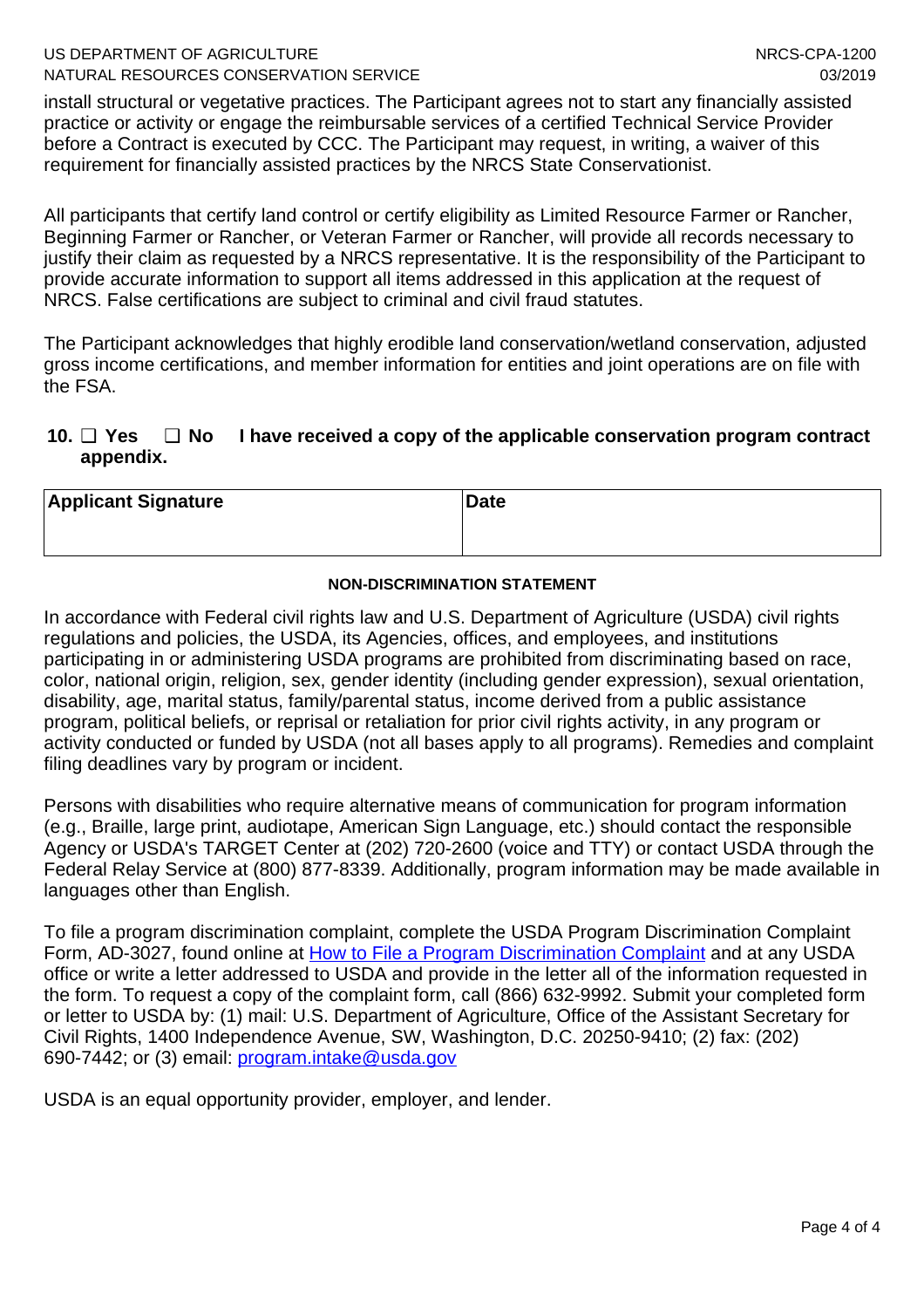install structural or vegetative practices. The Participant agrees not to start any financially assisted practice or activity or engage the reimbursable services of a certified Technical Service Provider before a Contract is executed by CCC. The Participant may request, in writing, a waiver of this requirement for financially assisted practices by the NRCS State Conservationist.

All participants that certify land control or certify eligibility as Limited Resource Farmer or Rancher, Beginning Farmer or Rancher, or Veteran Farmer or Rancher, will provide all records necessary to justify their claim as requested by a NRCS representative. It is the responsibility of the Participant to provide accurate information to support all items addressed in this application at the request of NRCS. False certifications are subject to criminal and civil fraud statutes.

The Participant acknowledges that highly erodible land conservation/wetland conservation, adjusted gross income certifications, and member information for entities and joint operations are on file with the FSA.

**10. ☐ Yes ☐ No I have received a copy of the applicable conservation program contract appendix.**

| Applicant Signature | Date |
| --- | --- |
| | |

**NON-DISCRIMINATION STATEMENT**

In accordance with Federal civil rights law and U.S. Department of Agriculture (USDA) civil rights regulations and policies, the USDA, its Agencies, offices, and employees, and institutions participating in or administering USDA programs are prohibited from discriminating based on race, color, national origin, religion, sex, gender identity (including gender expression), sexual orientation, disability, age, marital status, family/parental status, income derived from a public assistance program, political beliefs, or reprisal or retaliation for prior civil rights activity, in any program or activity conducted or funded by USDA (not all bases apply to all programs). Remedies and complaint filing deadlines vary by program or incident.

Persons with disabilities who require alternative means of communication for program information (e.g., Braille, large print, audiotape, American Sign Language, etc.) should contact the responsible Agency or USDA's TARGET Center at (202) 720-2600 (voice and TTY) or contact USDA through the Federal Relay Service at (800) 877-8339. Additionally, program information may be made available in languages other than English.

To file a program discrimination complaint, complete the USDA Program Discrimination Complaint Form, AD-3027, found online at How to File a Program Discrimination Complaint and at any USDA office or write a letter addressed to USDA and provide in the letter all of the information requested in the form. To request a copy of the complaint form, call (866) 632-9992. Submit your completed form or letter to USDA by: (1) mail: U.S. Department of Agriculture, Office of the Assistant Secretary for Civil Rights, 1400 Independence Avenue, SW, Washington, D.C. 20250-9410; (2) fax: (202) 690-7442; or (3) email: program.intake@usda.gov

USDA is an equal opportunity provider, employer, and lender.